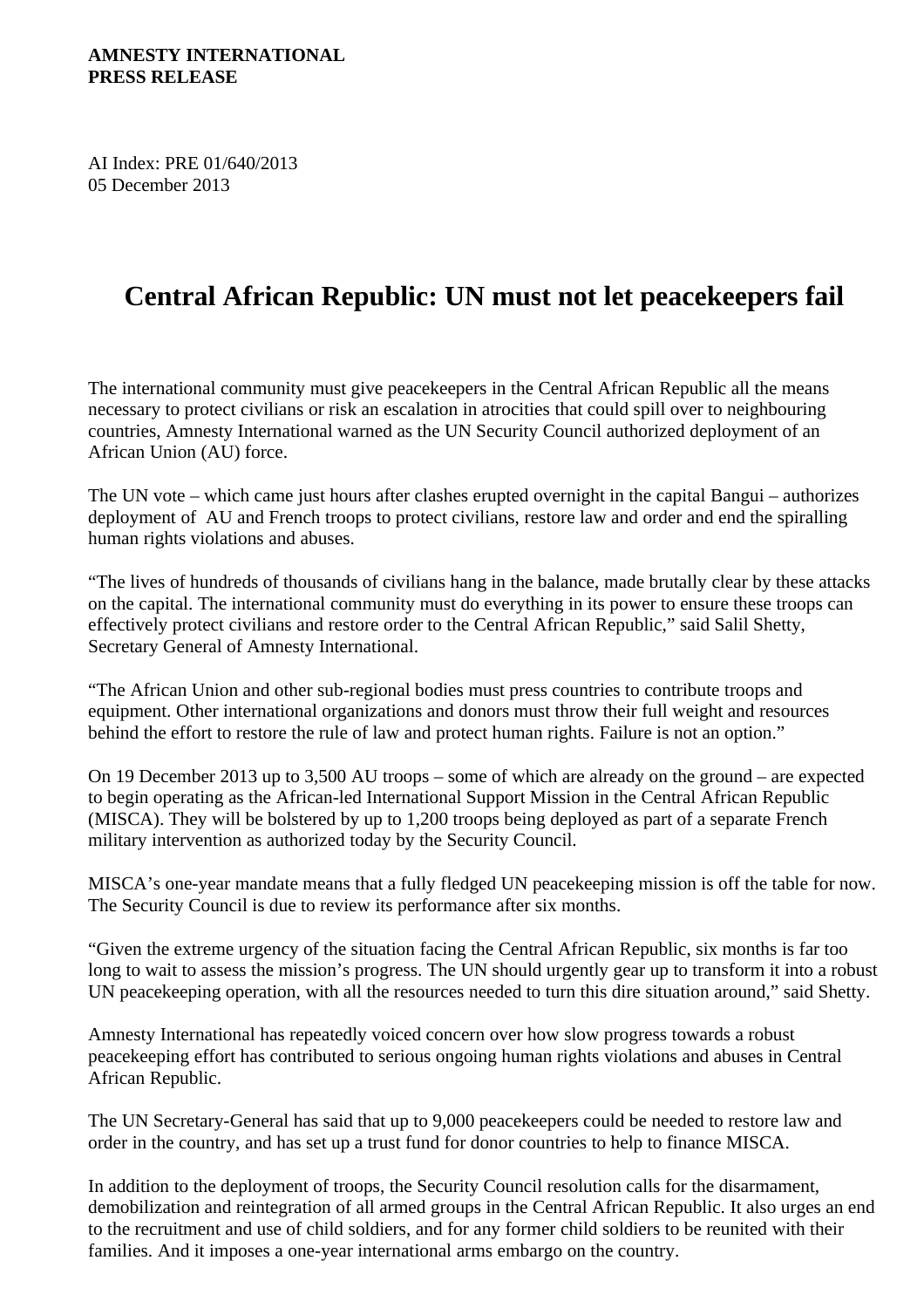**AMNESTY INTERNATIONAL**
**PRESS RELEASE**

AI Index: PRE 01/640/2013
05 December 2013

# Central African Republic: UN must not let peacekeepers fail

The international community must give peacekeepers in the Central African Republic all the means necessary to protect civilians or risk an escalation in atrocities that could spill over to neighbouring countries, Amnesty International warned as the UN Security Council authorized deployment of an African Union (AU) force.

The UN vote – which came just hours after clashes erupted overnight in the capital Bangui – authorizes deployment of AU and French troops to protect civilians, restore law and order and end the spiralling human rights violations and abuses.

"The lives of hundreds of thousands of civilians hang in the balance, made brutally clear by these attacks on the capital. The international community must do everything in its power to ensure these troops can effectively protect civilians and restore order to the Central African Republic," said Salil Shetty, Secretary General of Amnesty International.

"The African Union and other sub-regional bodies must press countries to contribute troops and equipment. Other international organizations and donors must throw their full weight and resources behind the effort to restore the rule of law and protect human rights. Failure is not an option."

On 19 December 2013 up to 3,500 AU troops – some of which are already on the ground – are expected to begin operating as the African-led International Support Mission in the Central African Republic (MISCA). They will be bolstered by up to 1,200 troops being deployed as part of a separate French military intervention as authorized today by the Security Council.

MISCA's one-year mandate means that a fully fledged UN peacekeeping mission is off the table for now. The Security Council is due to review its performance after six months.

"Given the extreme urgency of the situation facing the Central African Republic, six months is far too long to wait to assess the mission's progress. The UN should urgently gear up to transform it into a robust UN peacekeeping operation, with all the resources needed to turn this dire situation around," said Shetty.

Amnesty International has repeatedly voiced concern over how slow progress towards a robust peacekeeping effort has contributed to serious ongoing human rights violations and abuses in Central African Republic.

The UN Secretary-General has said that up to 9,000 peacekeepers could be needed to restore law and order in the country, and has set up a trust fund for donor countries to help to finance MISCA.

In addition to the deployment of troops, the Security Council resolution calls for the disarmament, demobilization and reintegration of all armed groups in the Central African Republic. It also urges an end to the recruitment and use of child soldiers, and for any former child soldiers to be reunited with their families. And it imposes a one-year international arms embargo on the country.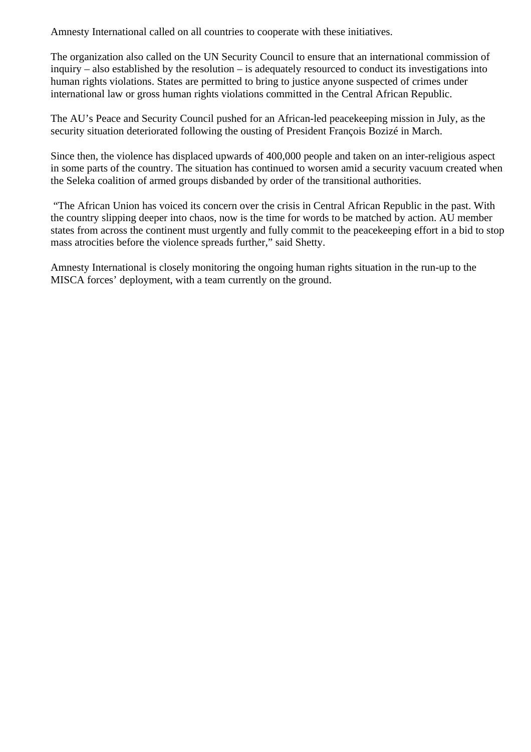Amnesty International called on all countries to cooperate with these initiatives.

The organization also called on the UN Security Council to ensure that an international commission of inquiry – also established by the resolution – is adequately resourced to conduct its investigations into human rights violations. States are permitted to bring to justice anyone suspected of crimes under international law or gross human rights violations committed in the Central African Republic.

The AU's Peace and Security Council pushed for an African-led peacekeeping mission in July, as the security situation deteriorated following the ousting of President François Bozizé in March.

Since then, the violence has displaced upwards of 400,000 people and taken on an inter-religious aspect in some parts of the country. The situation has continued to worsen amid a security vacuum created when the Seleka coalition of armed groups disbanded by order of the transitional authorities.

"The African Union has voiced its concern over the crisis in Central African Republic in the past. With the country slipping deeper into chaos, now is the time for words to be matched by action. AU member states from across the continent must urgently and fully commit to the peacekeeping effort in a bid to stop mass atrocities before the violence spreads further," said Shetty.

Amnesty International is closely monitoring the ongoing human rights situation in the run-up to the MISCA forces' deployment, with a team currently on the ground.